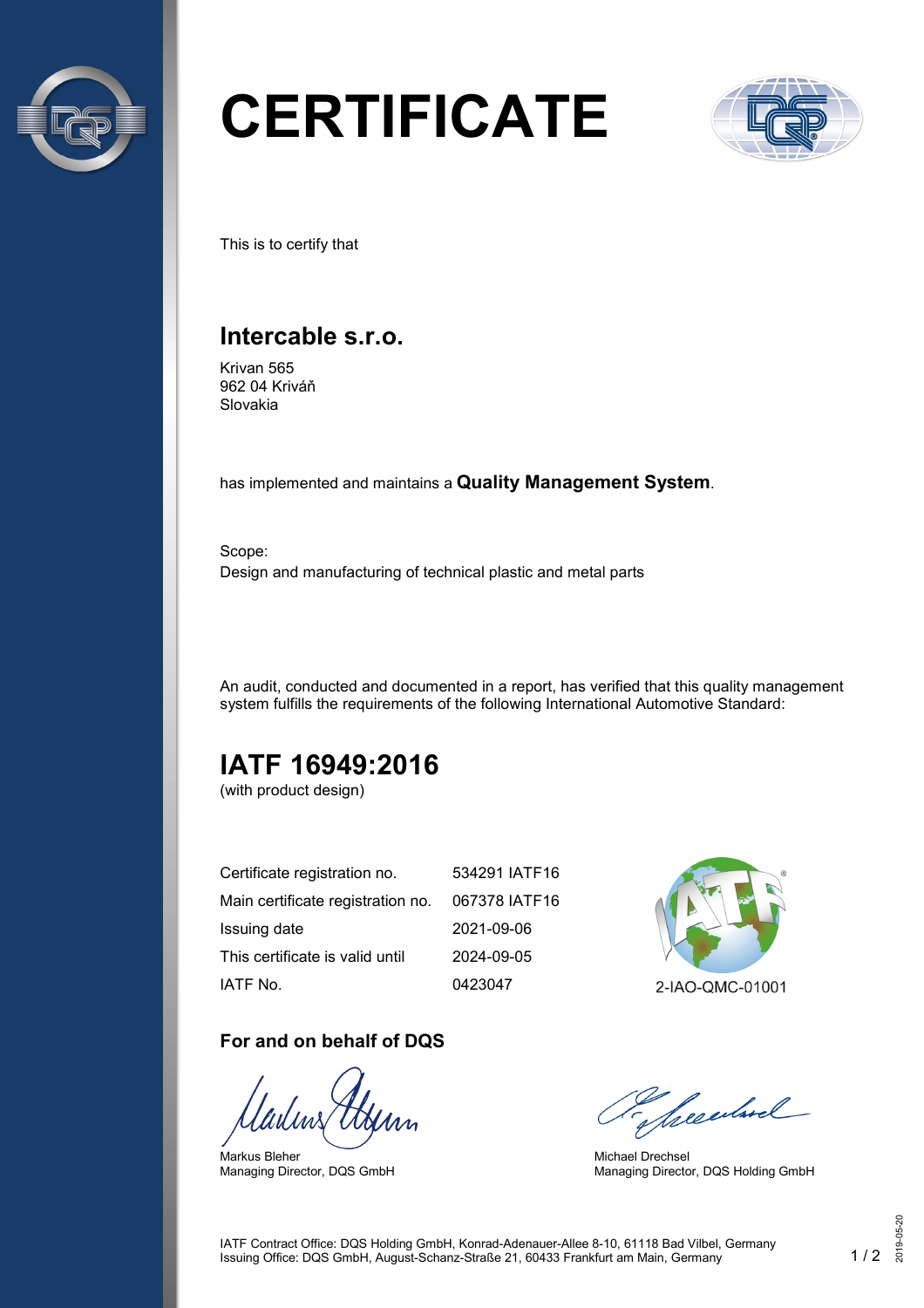# CERTIFICATE

This is to certify that

## Intercable s.r.o.

Krivan 565
962 04 Kriváň
Slovakia

has implemented and maintains a **Quality Management System**.

Scope:
Design and manufacturing of technical plastic and metal parts

An audit, conducted and documented in a report, has verified that this quality management system fulfills the requirements of the following International Automotive Standard:

## IATF 16949:2016

(with product design)

| | |
|---|---|
| Certificate registration no. | 534291 IATF16 |
| Main certificate registration no. | 067378 IATF16 |
| Issuing date | 2021-09-06 |
| This certificate is valid until | 2024-09-05 |
| IATF No. | 0423047 |

2-IAO-QMC-01001

**For and on behalf of DQS**

Markus Bleher
Managing Director, DQS GmbH

Michael Drechsel
Managing Director, DQS Holding GmbH

IATF Contract Office: DQS Holding GmbH, Konrad-Adenauer-Allee 8-10, 61118 Bad Vilbel, Germany
Issuing Office: DQS GmbH, August-Schanz-Straße 21, 60433 Frankfurt am Main, Germany

2019-05-20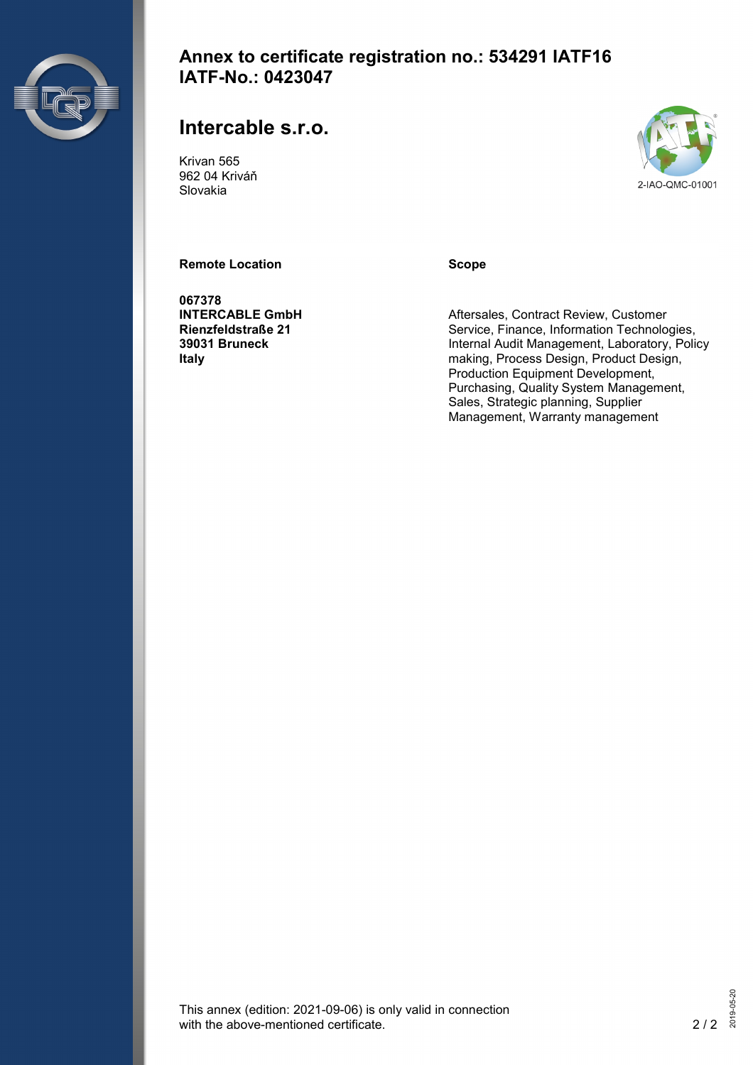# Annex to certificate registration no.: 534291 IATF16
# IATF-No.: 0423047

## Intercable s.r.o.

Krivan 565
962 04 Kriváň
Slovakia

2-IAO-QMC-01001

| Remote Location | Scope |
|---|---|
| **067378**<br>**INTERCABLE GmbH**<br>**Rienzfeldstraße 21**<br>**39031 Bruneck**<br>**Italy** | Aftersales, Contract Review, Customer Service, Finance, Information Technologies, Internal Audit Management, Laboratory, Policy making, Process Design, Product Design, Production Equipment Development, Purchasing, Quality System Management, Sales, Strategic planning, Supplier Management, Warranty management |

This annex (edition: 2021-09-06) is only valid in connection with the above-mentioned certificate.

2019-05-20